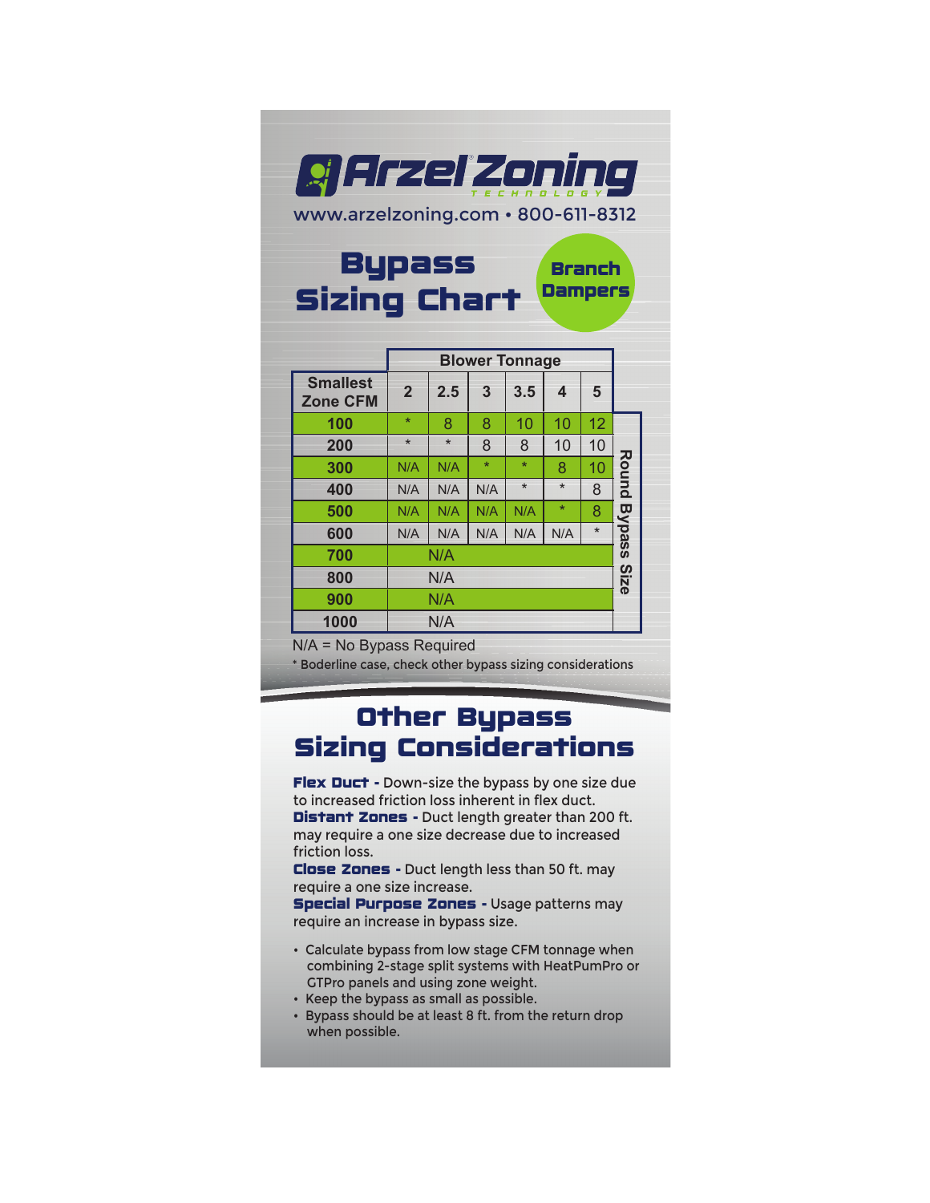# Arzel Zoning Technology

www.arzelzoning.com • 800-611-8312

## Bypass Sizing Chart

**Branch Dampers**

| Smallest Zone CFM | Blower Tonnage | | | | | |
|---|---|---|---|---|---|---|
| | 2 | 2.5 | 3 | 3.5 | 4 | 5 |
| 100 | * | 8 | 8 | 10 | 10 | 12 |
| 200 | * | * | 8 | 8 | 10 | 10 |
| 300 | N/A | N/A | * | * | 8 | 10 |
| 400 | N/A | N/A | N/A | * | * | 8 |
| 500 | N/A | N/A | N/A | N/A | * | 8 |
| 600 | N/A | N/A | N/A | N/A | N/A | * |
| 700 | N/A | | | | | |
| 800 | N/A | | | | | |
| 900 | N/A | | | | | |
| 1000 | N/A | | | | | |

Round Bypass Size

N/A = No Bypass Required

* Boderline case, check other bypass sizing considerations

## Other Bypass Sizing Considerations

**Flex Duct -** Down-size the bypass by one size due to increased friction loss inherent in flex duct.

**Distant Zones -** Duct length greater than 200 ft. may require a one size decrease due to increased friction loss.

**Close Zones -** Duct length less than 50 ft. may require a one size increase.

**Special Purpose Zones -** Usage patterns may require an increase in bypass size.

- Calculate bypass from low stage CFM tonnage when combining 2-stage split systems with HeatPumPro or GTPro panels and using zone weight.
- Keep the bypass as small as possible.
- Bypass should be at least 8 ft. from the return drop when possible.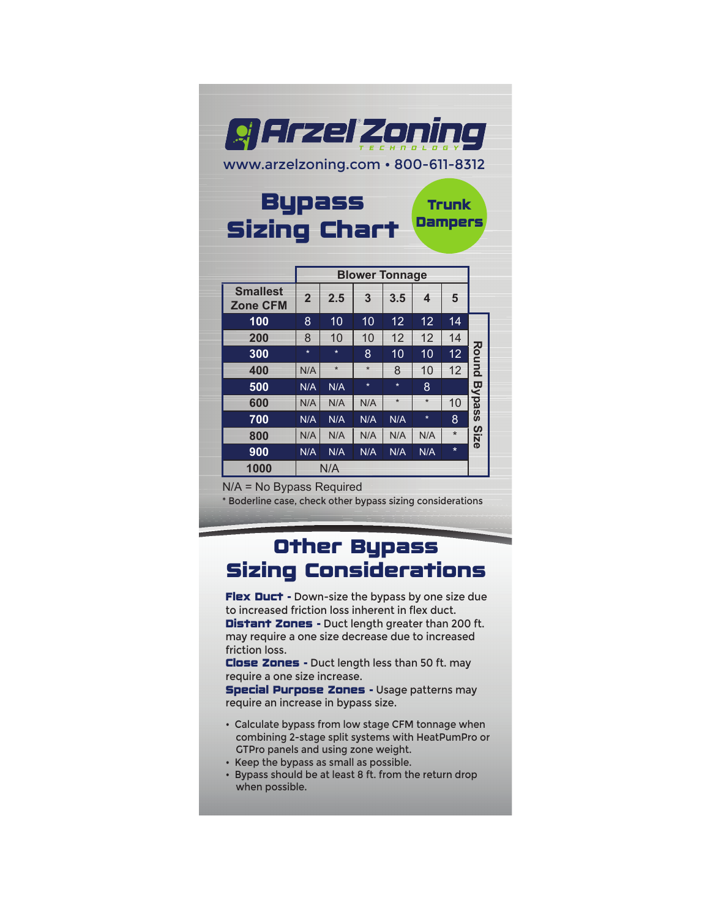# Arzel Zoning

TECHNOLOGY

www.arzelzoning.com • 800-611-8312

## Bypass Sizing Chart

**Trunk Dampers**

| | Blower Tonnage | | | | | | |
|---|---|---|---|---|---|---|---|
| **Smallest Zone CFM** | **2** | **2.5** | **3** | **3.5** | **4** | **5** | |
| **100** | 8 | 10 | 10 | 12 | 12 | 14 | Round Bypass Size |
| **200** | 8 | 10 | 10 | 12 | 12 | 14 | |
| **300** | * | * | 8 | 10 | 10 | 12 | |
| **400** | N/A | * | * | 8 | 10 | 12 | |
| **500** | N/A | N/A | * | * | 8 | | |
| **600** | N/A | N/A | N/A | * | * | 10 | |
| **700** | N/A | N/A | N/A | N/A | * | 8 | |
| **800** | N/A | N/A | N/A | N/A | N/A | * | |
| **900** | N/A | N/A | N/A | N/A | N/A | * | |
| **1000** | N/A | | | | | | |

N/A = No Bypass Required

\* Boderline case, check other bypass sizing considerations

## Other Bypass Sizing Considerations

**Flex Duct -** Down-size the bypass by one size due to increased friction loss inherent in flex duct.
**Distant Zones -** Duct length greater than 200 ft. may require a one size decrease due to increased friction loss.
**Close Zones -** Duct length less than 50 ft. may require a one size increase.
**Special Purpose Zones -** Usage patterns may require an increase in bypass size.

- Calculate bypass from low stage CFM tonnage when combining 2-stage split systems with HeatPumPro or GTPro panels and using zone weight.
- Keep the bypass as small as possible.
- Bypass should be at least 8 ft. from the return drop when possible.